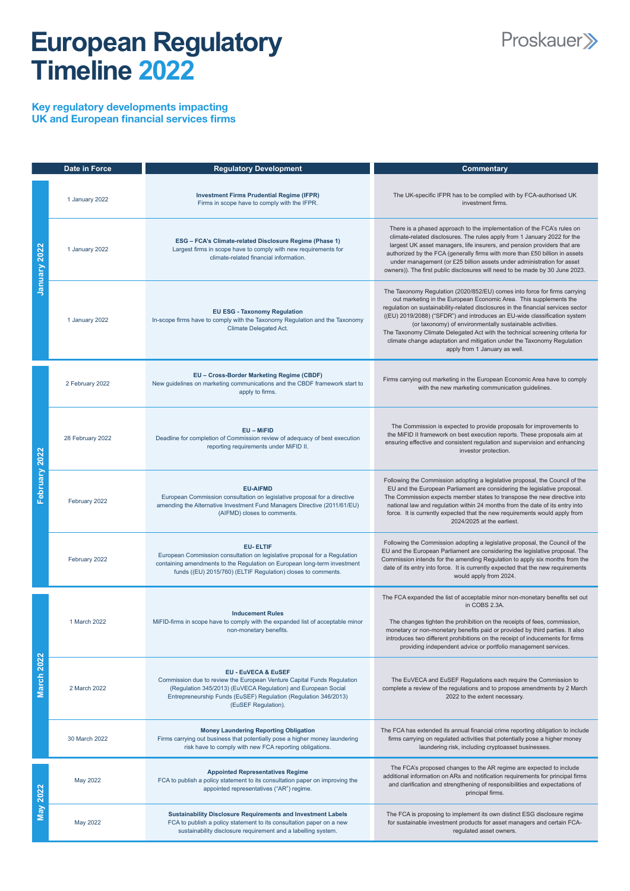# European Regulatory Timeline 2022

Proskauer

## Key regulatory developments impacting UK and European financial services firms

| | Date in Force | Regulatory Development | Commentary |
|---|---|---|---|
| January 2022 | 1 January 2022 | **Investment Firms Prudential Regime (IFPR)** Firms in scope have to comply with the IFPR. | The UK-specific IFPR has to be complied with by FCA-authorised UK investment firms. |
| | 1 January 2022 | **ESG – FCA's Climate-related Disclosure Regime (Phase 1)** Largest firms in scope have to comply with new requirements for climate-related financial information. | There is a phased approach to the implementation of the FCA's rules on climate-related disclosures. The rules apply from 1 January 2022 for the largest UK asset managers, life insurers, and pension providers that are authorized by the FCA (generally firms with more than £50 billion in assets under management (or £25 billion assets under administration for asset owners)). The first public disclosures will need to be made by 30 June 2023. |
| | 1 January 2022 | **EU ESG - Taxonomy Regulation** In-scope firms have to comply with the Taxonomy Regulation and the Taxonomy Climate Delegated Act. | The Taxonomy Regulation (2020/852/EU) comes into force for firms carrying out marketing in the European Economic Area. This supplements the regulation on sustainability-related disclosures in the financial services sector ((EU) 2019/2088) ("SFDR") and introduces an EU-wide classification system (or taxonomy) of environmentally sustainable activities. The Taxonomy Climate Delegated Act with the technical screening criteria for climate change adaptation and mitigation under the Taxonomy Regulation apply from 1 January as well. |
| February 2022 | 2 February 2022 | **EU – Cross-Border Marketing Regime (CBDF)** New guidelines on marketing communications and the CBDF framework start to apply to firms. | Firms carrying out marketing in the European Economic Area have to comply with the new marketing communication guidelines. |
| | 28 February 2022 | **EU – MiFID** Deadline for completion of Commission review of adequacy of best execution reporting requirements under MiFID II. | The Commission is expected to provide proposals for improvements to the MiFID II framework on best execution reports. These proposals aim at ensuring effective and consistent regulation and supervision and enhancing investor protection. |
| | February 2022 | **EU-AIFMD** European Commission consultation on legislative proposal for a directive amending the Alternative Investment Fund Managers Directive (2011/61/EU) (AIFMD) closes to comments. | Following the Commission adopting a legislative proposal, the Council of the EU and the European Parliament are considering the legislative proposal. The Commission expects member states to transpose the new directive into national law and regulation within 24 months from the date of its entry into force. It is currently expected that the new requirements would apply from 2024/2025 at the earliest. |
| | February 2022 | **EU- ELTIF** European Commission consultation on legislative proposal for a Regulation containing amendments to the Regulation on European long-term investment funds ((EU) 2015/760) (ELTIF Regulation) closes to comments. | Following the Commission adopting a legislative proposal, the Council of the EU and the European Parliament are considering the legislative proposal. The Commission intends for the amending Regulation to apply six months from the date of its entry into force. It is currently expected that the new requirements would apply from 2024. |
| March 2022 | 1 March 2022 | **Inducement Rules** MiFID-firms in scope have to comply with the expanded list of acceptable minor non-monetary benefits. | The FCA expanded the list of acceptable minor non-monetary benefits set out in COBS 2.3A. The changes tighten the prohibition on the receipts of fees, commission, monetary or non-monetary benefits paid or provided by third parties. It also introduces two different prohibitions on the receipt of inducements for firms providing independent advice or portfolio management services. |
| | 2 March 2022 | **EU - EuVECA & EuSEF** Commission due to review the European Venture Capital Funds Regulation (Regulation 345/2013) (EuVECA Regulation) and European Social Entrepreneurship Funds (EuSEF) Regulation (Regulation 346/2013) (EuSEF Regulation). | The EuVECA and EuSEF Regulations each require the Commission to complete a review of the regulations and to propose amendments by 2 March 2022 to the extent necessary. |
| | 30 March 2022 | **Money Laundering Reporting Obligation** Firms carrying out business that potentially pose a higher money laundering risk have to comply with new FCA reporting obligations. | The FCA has extended its annual financial crime reporting obligation to include firms carrying on regulated activities that potentially pose a higher money laundering risk, including cryptoasset businesses. |
| May 2022 | May 2022 | **Appointed Representatives Regime** FCA to publish a policy statement to its consultation paper on improving the appointed representatives ("AR") regime. | The FCA's proposed changes to the AR regime are expected to include additional information on ARs and notification requirements for principal firms and clarification and strengthening of responsibilities and expectations of principal firms. |
| | May 2022 | **Sustainability Disclosure Requirements and Investment Labels** FCA to publish a policy statement to its consultation paper on a new sustainability disclosure requirement and a labelling system. | The FCA is proposing to implement its own distinct ESG disclosure regime for sustainable investment products for asset managers and certain FCA-regulated asset owners. |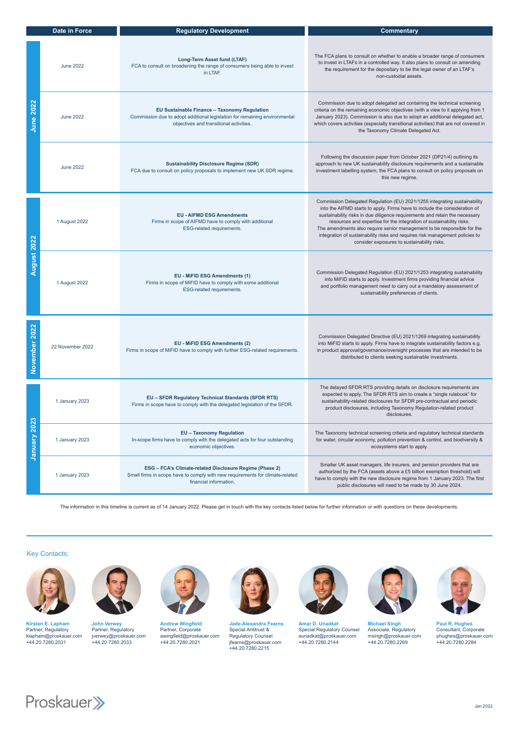| | Date in Force | Regulatory Development | Commentary |
|---|---|---|---|
| June 2022 | June 2022 | **Long-Term Asset fund (LTAF)**<br>FCA to consult on broadening the range of consumers being able to invest in LTAF. | The FCA plans to consult on whether to enable a broader range of consumers to invest in LTAFs in a controlled way. It also plans to consult on amending the requirement for the depositary to be the legal owner of an LTAF's non-custodial assets. |
| | June 2022 | **EU Sustainable Finance – Taxonomy Regulation**<br>Commission due to adopt additional legislation for remaining environmental objectives and transitional activities. | Commission due to adopt delegated act containing the technical screening criteria on the remaining economic objectives (with a view to it applying from 1 January 2023). Commission is also due to adopt an additional delegated act, which covers activities (especially transitional activities) that are not covered in the Taxonomy Climate Delegated Act. |
| | June 2022 | **Sustainability Disclosure Regime (SDR)**<br>FCA due to consult on policy proposals to implement new UK SDR regime. | Following the discussion paper from October 2021 (DP21/4) outlining its approach to new UK sustainability disclosure requirements and a sustainable investment labelling system, the FCA plans to consult on policy proposals on this new regime. |
| August 2022 | 1 August 2022 | **EU - AIFMD ESG Amendments**<br>Firms in scope of AIFMD have to comply with additional ESG-related requirements. | Commission Delegated Regulation (EU) 2021/1255 integrating sustainability into the AIFMD starts to apply. Firms have to include the consideration of sustainability risks in due diligence requirements and retain the necessary resources and expertise for the integration of sustainability risks. The amendments also require senior management to be responsible for the integration of sustainability risks and requires risk management policies to consider exposures to sustainability risks. |
| | 1 August 2022 | **EU - MiFID ESG Amendments (1)**<br>Firms in scope of MiFID have to comply with some additional ESG-related requirements. | Commission Delegated Regulation (EU) 2021/1253 integrating sustainability into MiFID starts to apply. Investment firms providing financial advice and portfolio management need to carry out a mandatory assessment of sustainability preferences of clients. |
| November 2022 | 22 November 2022 | **EU - MiFID ESG Amendments (2)**<br>Firms in scope of MiFID have to comply with further ESG-related requirements. | Commission Delegated Directive (EU) 2021/1269 integrating sustainability into MiFID starts to apply. Firms have to integrate sustainability factors e.g. in product approval/governance/oversight processes that are intended to be distributed to clients seeking sustainable investments. |
| January 2023 | 1 January 2023 | **EU – SFDR Regulatory Technical Standards (SFDR RTS)**<br>Firms in scope have to comply with the delegated legislation of the SFDR. | The delayed SFDR RTS providing details on disclosure requirements are expected to apply. The SFDR RTS aim to create a "single rulebook" for sustainability-related disclosures for SFDR pre-contractual and periodic product disclosures, including Taxonomy Regulation-related product disclosures. |
| | 1 January 2023 | **EU – Taxonomy Regulation**<br>In-scope firms have to comply with the delegated acts for four outstanding economic objectives. | The Taxonomy technical screening criteria and regulatory technical standards for water, circular economy, pollution prevention & control, and biodiversity & ecosystems start to apply. |
| | 1 January 2023 | **ESG – FCA's Climate-related Disclosure Regime (Phase 2)**<br>Small firms in scope have to comply with new requirements for climate-related financial information. | Smaller UK asset managers, life insurers, and pension providers that are authorized by the FCA (assets above a £5 billion exemption threshold) will have to comply with the new disclosure regime from 1 January 2023. The first public disclosures will need to be made by 30 June 2024. |

The information in this timeline is current as of 14 January 2022. Please get in touch with the key contacts listed below for further information or with questions on these developments.

## Key Contacts:

**Kirsten E. Lapham**
Partner, Regulatory
klapham@proskauer.com
+44.20.7280.2031

**John Verwey**
Partner, Regulatory
jverwey@proskauer.com
+44.20.7280.2033

**Andrew Wingfield**
Partner, Corporate
awingfield@proskauer.com
+44.20.7280.2021

**Jade-Alexandra Fearns**
Special Antitrust & Regulatory Counsel
jfearns@proskauer.com
+44.20.7280.2215

**Amar D. Unadkat**
Special Regulatory Counsel
aunadkat@proskauer.com
+44.20.7280.2144

**Michael Singh**
Associate, Regulatory
msingh@proskauer.com
+44.20.7280.2269

**Paul R. Hughes**
Consultant, Corporate
phughes@proskauer.com
+44.20.7280.2284

Proskauer

Jan 2022